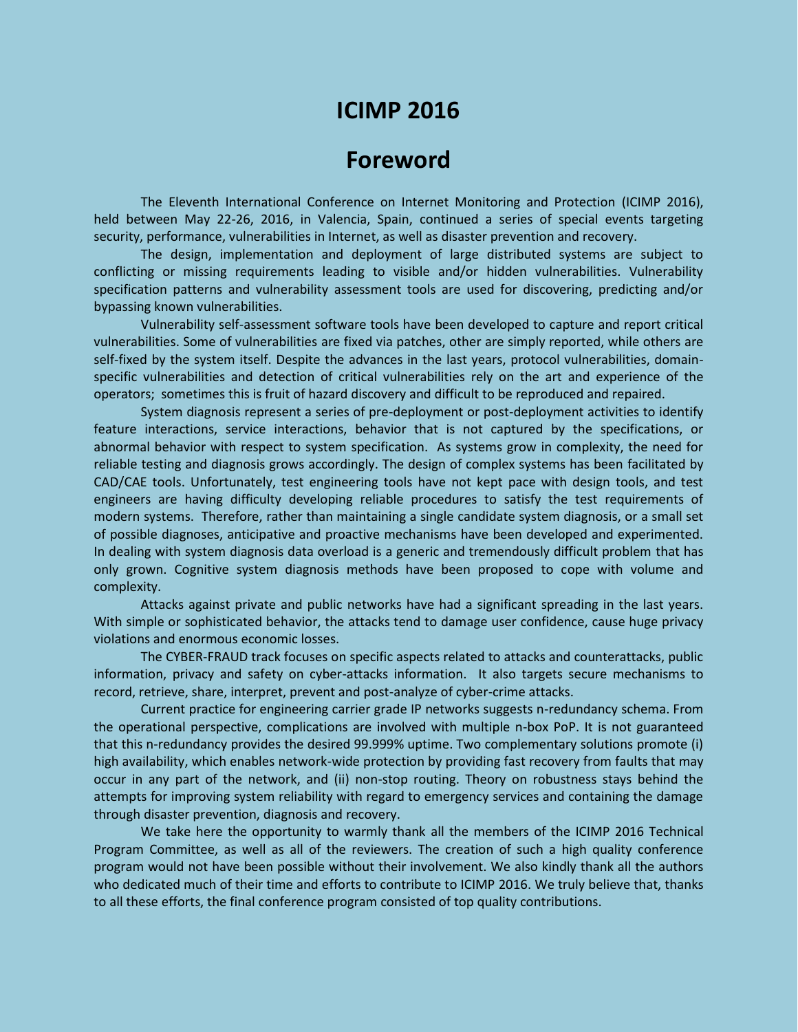# ICIMP 2016

## Foreword

The Eleventh International Conference on Internet Monitoring and Protection (ICIMP 2016), held between May 22-26, 2016, in Valencia, Spain, continued a series of special events targeting security, performance, vulnerabilities in Internet, as well as disaster prevention and recovery.

The design, implementation and deployment of large distributed systems are subject to conflicting or missing requirements leading to visible and/or hidden vulnerabilities. Vulnerability specification patterns and vulnerability assessment tools are used for discovering, predicting and/or bypassing known vulnerabilities.

Vulnerability self-assessment software tools have been developed to capture and report critical vulnerabilities. Some of vulnerabilities are fixed via patches, other are simply reported, while others are self-fixed by the system itself. Despite the advances in the last years, protocol vulnerabilities, domain-specific vulnerabilities and detection of critical vulnerabilities rely on the art and experience of the operators; sometimes this is fruit of hazard discovery and difficult to be reproduced and repaired.

System diagnosis represent a series of pre-deployment or post-deployment activities to identify feature interactions, service interactions, behavior that is not captured by the specifications, or abnormal behavior with respect to system specification. As systems grow in complexity, the need for reliable testing and diagnosis grows accordingly. The design of complex systems has been facilitated by CAD/CAE tools. Unfortunately, test engineering tools have not kept pace with design tools, and test engineers are having difficulty developing reliable procedures to satisfy the test requirements of modern systems. Therefore, rather than maintaining a single candidate system diagnosis, or a small set of possible diagnoses, anticipative and proactive mechanisms have been developed and experimented. In dealing with system diagnosis data overload is a generic and tremendously difficult problem that has only grown. Cognitive system diagnosis methods have been proposed to cope with volume and complexity.

Attacks against private and public networks have had a significant spreading in the last years. With simple or sophisticated behavior, the attacks tend to damage user confidence, cause huge privacy violations and enormous economic losses.

The CYBER-FRAUD track focuses on specific aspects related to attacks and counterattacks, public information, privacy and safety on cyber-attacks information. It also targets secure mechanisms to record, retrieve, share, interpret, prevent and post-analyze of cyber-crime attacks.

Current practice for engineering carrier grade IP networks suggests n-redundancy schema. From the operational perspective, complications are involved with multiple n-box PoP. It is not guaranteed that this n-redundancy provides the desired 99.999% uptime. Two complementary solutions promote (i) high availability, which enables network-wide protection by providing fast recovery from faults that may occur in any part of the network, and (ii) non-stop routing. Theory on robustness stays behind the attempts for improving system reliability with regard to emergency services and containing the damage through disaster prevention, diagnosis and recovery.

We take here the opportunity to warmly thank all the members of the ICIMP 2016 Technical Program Committee, as well as all of the reviewers. The creation of such a high quality conference program would not have been possible without their involvement. We also kindly thank all the authors who dedicated much of their time and efforts to contribute to ICIMP 2016. We truly believe that, thanks to all these efforts, the final conference program consisted of top quality contributions.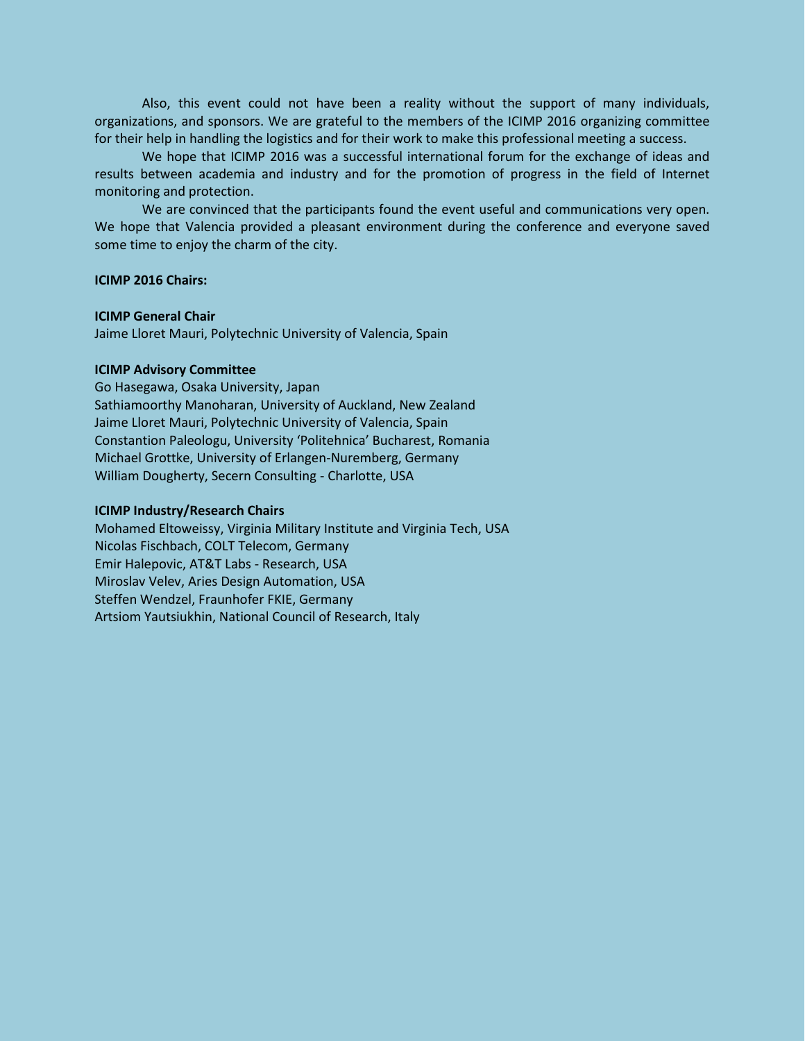Also, this event could not have been a reality without the support of many individuals, organizations, and sponsors. We are grateful to the members of the ICIMP 2016 organizing committee for their help in handling the logistics and for their work to make this professional meeting a success.

We hope that ICIMP 2016 was a successful international forum for the exchange of ideas and results between academia and industry and for the promotion of progress in the field of Internet monitoring and protection.

We are convinced that the participants found the event useful and communications very open. We hope that Valencia provided a pleasant environment during the conference and everyone saved some time to enjoy the charm of the city.

**ICIMP 2016 Chairs:**

**ICIMP General Chair**
Jaime Lloret Mauri, Polytechnic University of Valencia, Spain

**ICIMP Advisory Committee**
Go Hasegawa, Osaka University, Japan
Sathiamoorthy Manoharan, University of Auckland, New Zealand
Jaime Lloret Mauri, Polytechnic University of Valencia, Spain
Constantion Paleologu, University 'Politehnica' Bucharest, Romania
Michael Grottke, University of Erlangen-Nuremberg, Germany
William Dougherty, Secern Consulting - Charlotte, USA

**ICIMP Industry/Research Chairs**
Mohamed Eltoweissy, Virginia Military Institute and Virginia Tech, USA
Nicolas Fischbach, COLT Telecom, Germany
Emir Halepovic, AT&T Labs - Research, USA
Miroslav Velev, Aries Design Automation, USA
Steffen Wendzel, Fraunhofer FKIE, Germany
Artsiom Yautsiukhin, National Council of Research, Italy